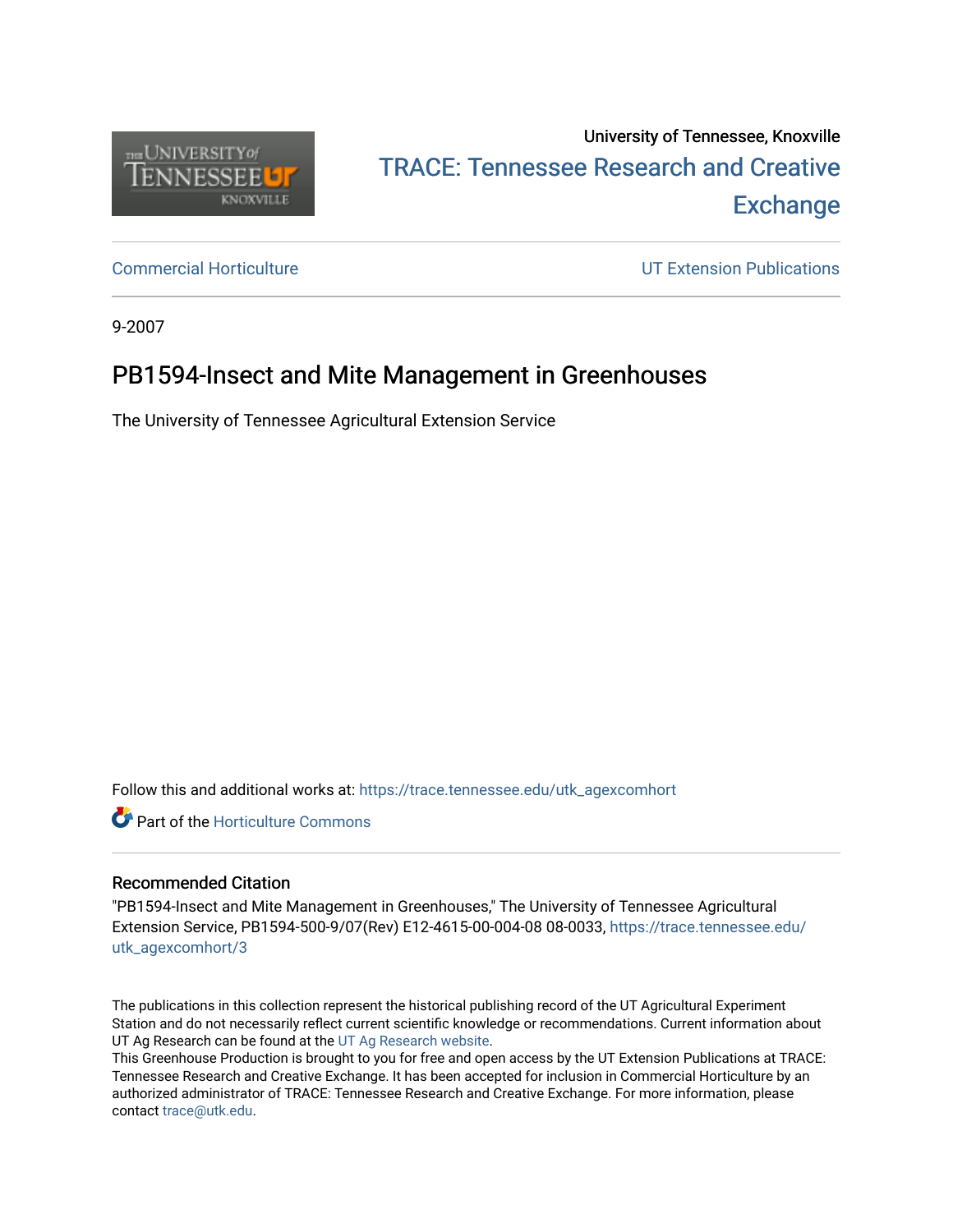University of Tennessee, Knoxville

TRACE: Tennessee Research and Creative Exchange

Commercial Horticulture

UT Extension Publications

9-2007

# PB1594-Insect and Mite Management in Greenhouses

The University of Tennessee Agricultural Extension Service

Follow this and additional works at: https://trace.tennessee.edu/utk_agexcomhort

Part of the Horticulture Commons

## Recommended Citation

"PB1594-Insect and Mite Management in Greenhouses," The University of Tennessee Agricultural Extension Service, PB1594-500-9/07(Rev) E12-4615-00-004-08 08-0033, https://trace.tennessee.edu/utk_agexcomhort/3

The publications in this collection represent the historical publishing record of the UT Agricultural Experiment Station and do not necessarily reflect current scientific knowledge or recommendations. Current information about UT Ag Research can be found at the UT Ag Research website.

This Greenhouse Production is brought to you for free and open access by the UT Extension Publications at TRACE: Tennessee Research and Creative Exchange. It has been accepted for inclusion in Commercial Horticulture by an authorized administrator of TRACE: Tennessee Research and Creative Exchange. For more information, please contact trace@utk.edu.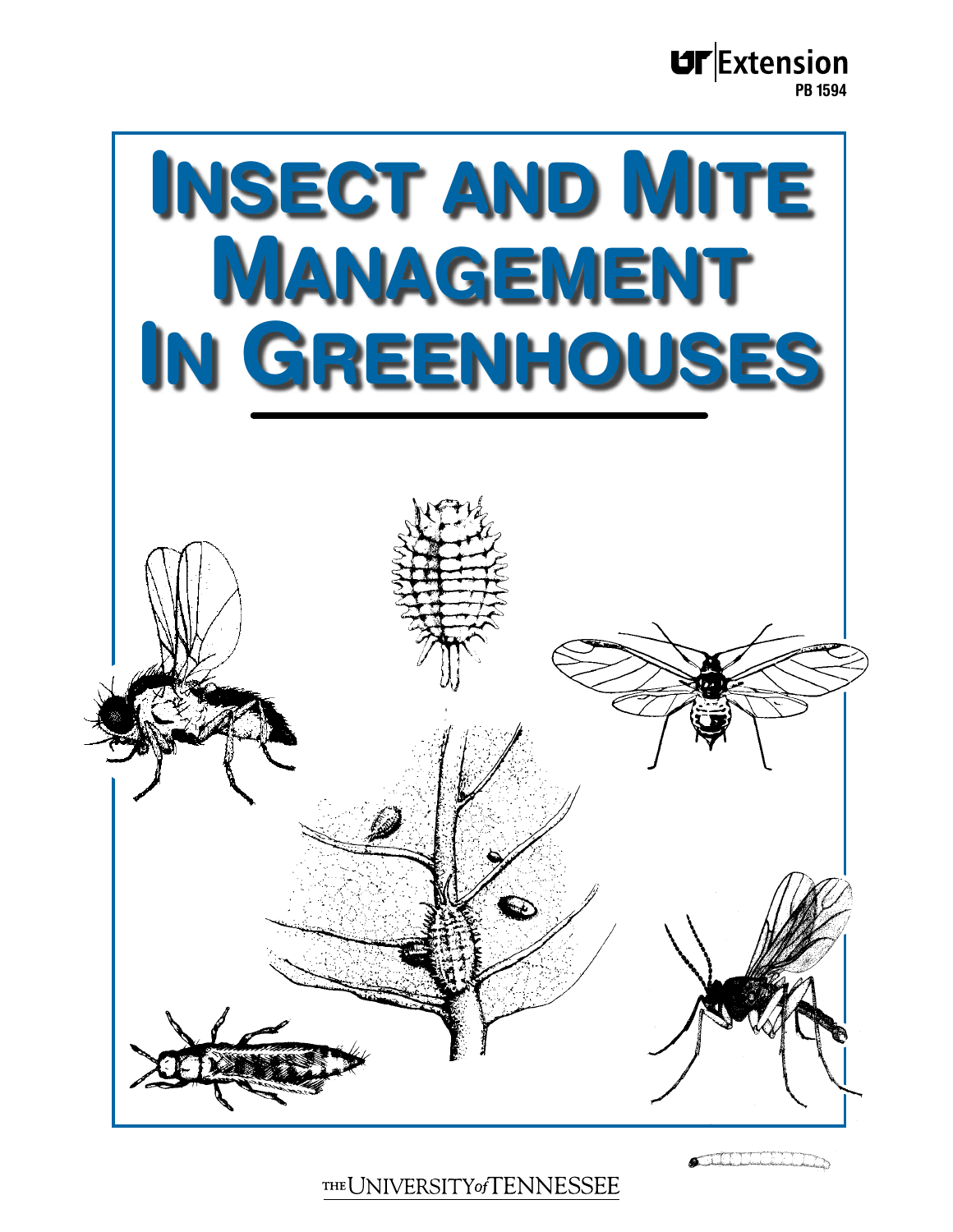UT Extension
PB 1594

# INSECT AND MITE MANAGEMENT IN GREENHOUSES

THE UNIVERSITY of TENNESSEE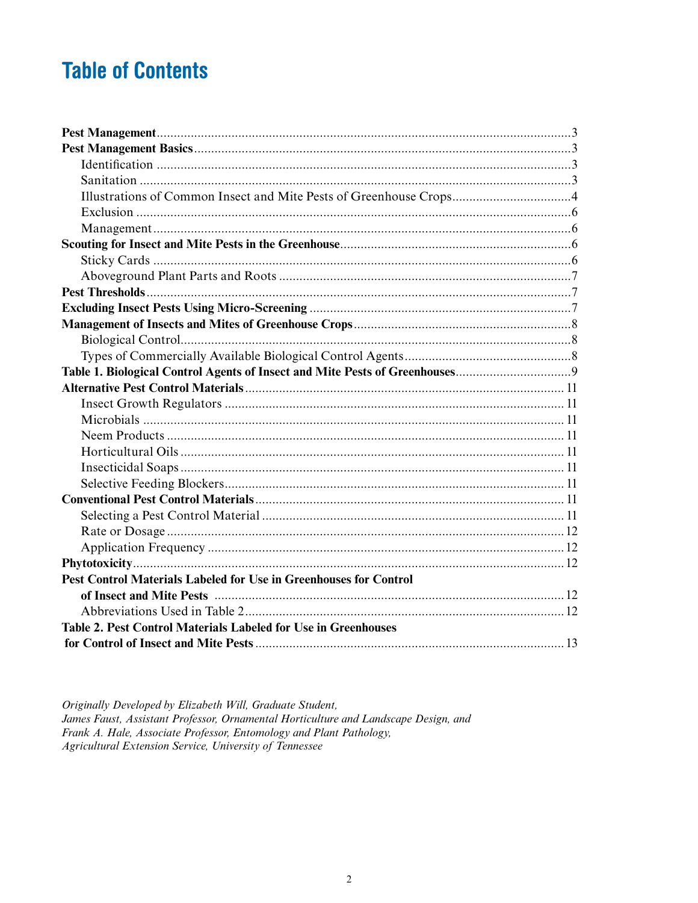# Table of Contents

| | |
|---|---|
| **Pest Management** | 3 |
| **Pest Management Basics** | 3 |
| Identification | 3 |
| Sanitation | 3 |
| Illustrations of Common Insect and Mite Pests of Greenhouse Crops | 4 |
| Exclusion | 6 |
| Management | 6 |
| **Scouting for Insect and Mite Pests in the Greenhouse** | 6 |
| Sticky Cards | 6 |
| Aboveground Plant Parts and Roots | 7 |
| **Pest Thresholds** | 7 |
| **Excluding Insect Pests Using Micro-Screening** | 7 |
| **Management of Insects and Mites of Greenhouse Crops** | 8 |
| Biological Control | 8 |
| Types of Commercially Available Biological Control Agents | 8 |
| **Table 1. Biological Control Agents of Insect and Mite Pests of Greenhouses** | 9 |
| **Alternative Pest Control Materials** | 11 |
| Insect Growth Regulators | 11 |
| Microbials | 11 |
| Neem Products | 11 |
| Horticultural Oils | 11 |
| Insecticidal Soaps | 11 |
| Selective Feeding Blockers | 11 |
| **Conventional Pest Control Materials** | 11 |
| Selecting a Pest Control Material | 11 |
| Rate or Dosage | 12 |
| Application Frequency | 12 |
| **Phytotoxicity** | 12 |
| **Pest Control Materials Labeled for Use in Greenhouses for Control of Insect and Mite Pests** | 12 |
| Abbreviations Used in Table 2 | 12 |
| **Table 2. Pest Control Materials Labeled for Use in Greenhouses for Control of Insect and Mite Pests** | 13 |

*Originally Developed by Elizabeth Will, Graduate Student,*
*James Faust, Assistant Professor, Ornamental Horticulture and Landscape Design, and*
*Frank A. Hale, Associate Professor, Entomology and Plant Pathology,*
*Agricultural Extension Service, University of Tennessee*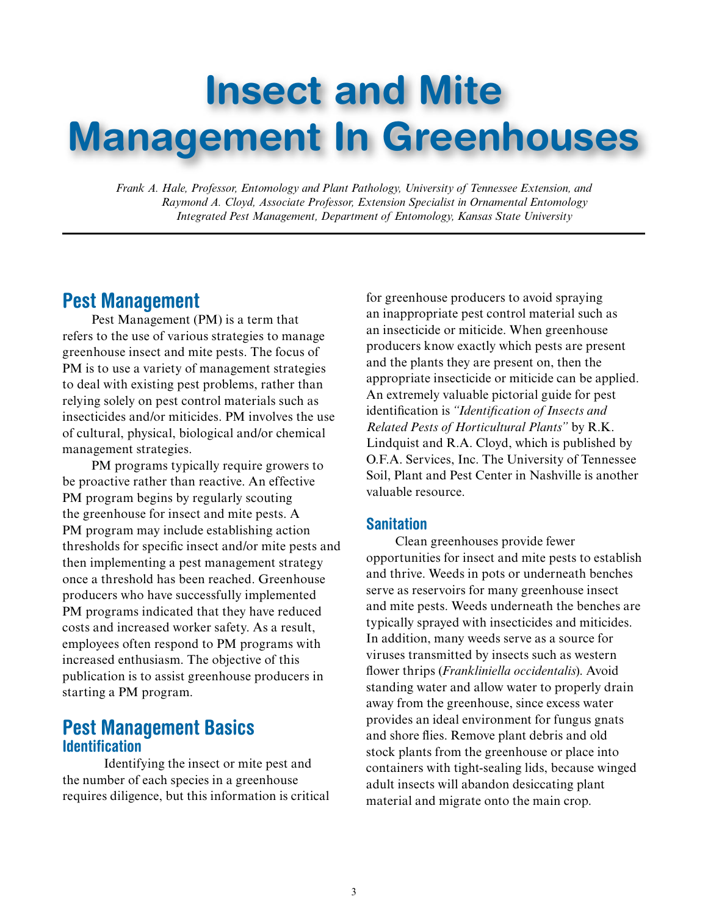# Insect and Mite Management In Greenhouses

*Frank A. Hale, Professor, Entomology and Plant Pathology, University of Tennessee Extension, and Raymond A. Cloyd, Associate Professor, Extension Specialist in Ornamental Entomology Integrated Pest Management, Department of Entomology, Kansas State University*

## Pest Management

Pest Management (PM) is a term that refers to the use of various strategies to manage greenhouse insect and mite pests. The focus of PM is to use a variety of management strategies to deal with existing pest problems, rather than relying solely on pest control materials such as insecticides and/or miticides. PM involves the use of cultural, physical, biological and/or chemical management strategies.

PM programs typically require growers to be proactive rather than reactive. An effective PM program begins by regularly scouting the greenhouse for insect and mite pests. A PM program may include establishing action thresholds for specific insect and/or mite pests and then implementing a pest management strategy once a threshold has been reached. Greenhouse producers who have successfully implemented PM programs indicated that they have reduced costs and increased worker safety. As a result, employees often respond to PM programs with increased enthusiasm. The objective of this publication is to assist greenhouse producers in starting a PM program.

## Pest Management Basics

### Identification

Identifying the insect or mite pest and the number of each species in a greenhouse requires diligence, but this information is critical for greenhouse producers to avoid spraying an inappropriate pest control material such as an insecticide or miticide. When greenhouse producers know exactly which pests are present and the plants they are present on, then the appropriate insecticide or miticide can be applied. An extremely valuable pictorial guide for pest identification is *"Identification of Insects and Related Pests of Horticultural Plants"* by R.K. Lindquist and R.A. Cloyd, which is published by O.F.A. Services, Inc. The University of Tennessee Soil, Plant and Pest Center in Nashville is another valuable resource.

### Sanitation

Clean greenhouses provide fewer opportunities for insect and mite pests to establish and thrive. Weeds in pots or underneath benches serve as reservoirs for many greenhouse insect and mite pests. Weeds underneath the benches are typically sprayed with insecticides and miticides. In addition, many weeds serve as a source for viruses transmitted by insects such as western flower thrips (*Frankliniella occidentalis*). Avoid standing water and allow water to properly drain away from the greenhouse, since excess water provides an ideal environment for fungus gnats and shore flies. Remove plant debris and old stock plants from the greenhouse or place into containers with tight-sealing lids, because winged adult insects will abandon desiccating plant material and migrate onto the main crop.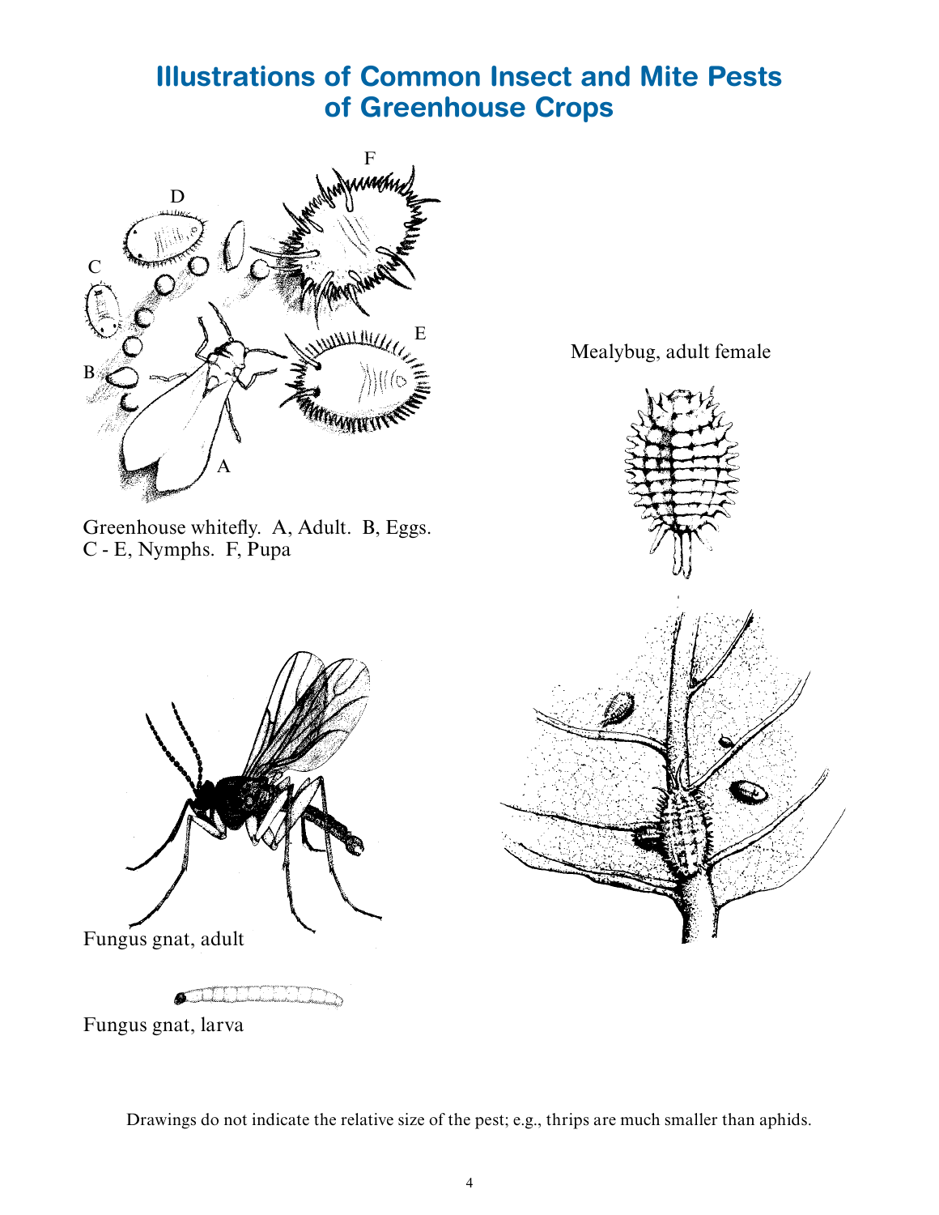# Illustrations of Common Insect and Mite Pests of Greenhouse Crops

Greenhouse whitefly. A, Adult. B, Eggs. C - E, Nymphs. F, Pupa

Mealybug, adult female

Fungus gnat, adult

Fungus gnat, larva

Drawings do not indicate the relative size of the pest; e.g., thrips are much smaller than aphids.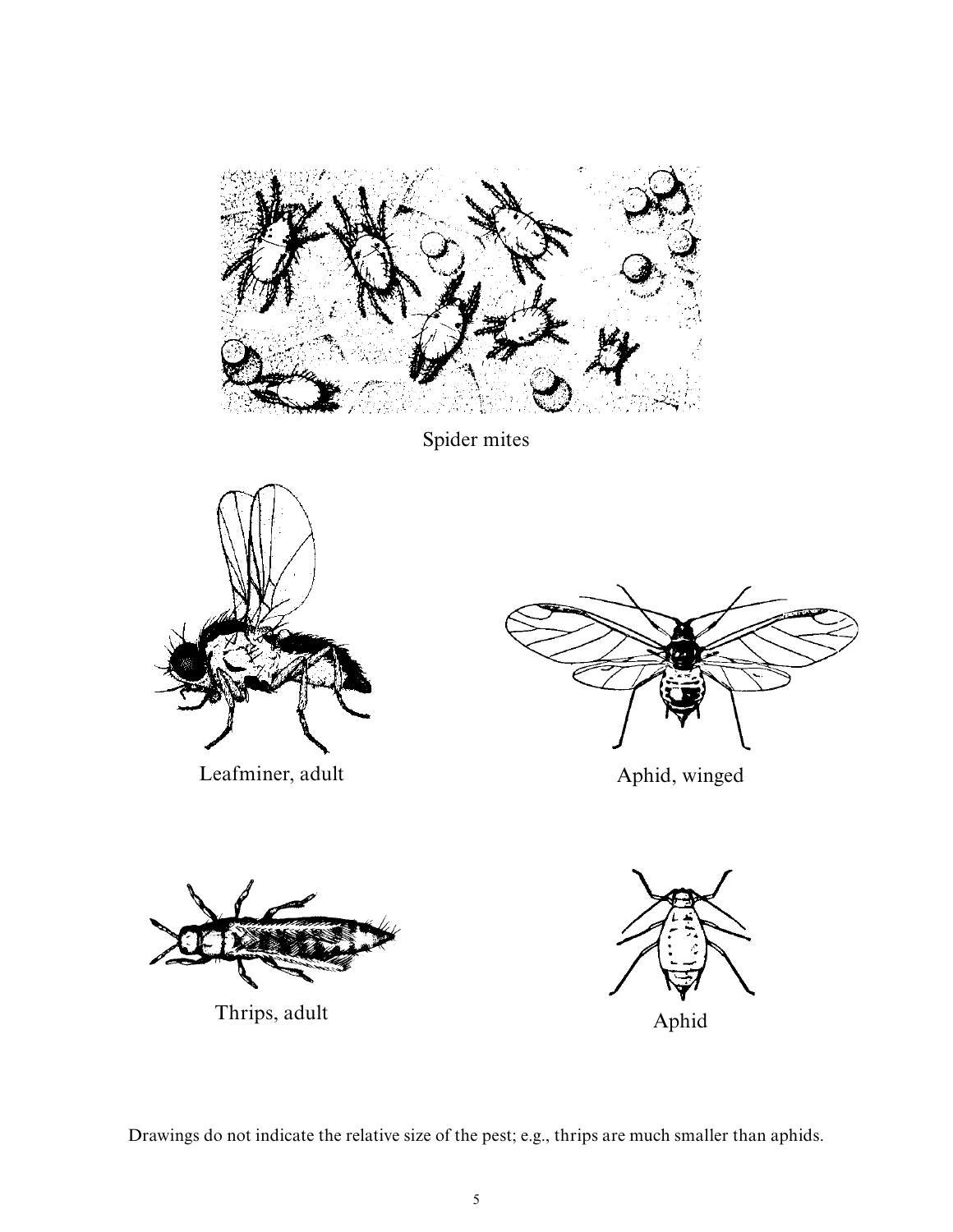Spider mites

Leafminer, adult

Aphid, winged

Thrips, adult

Aphid

Drawings do not indicate the relative size of the pest; e.g., thrips are much smaller than aphids.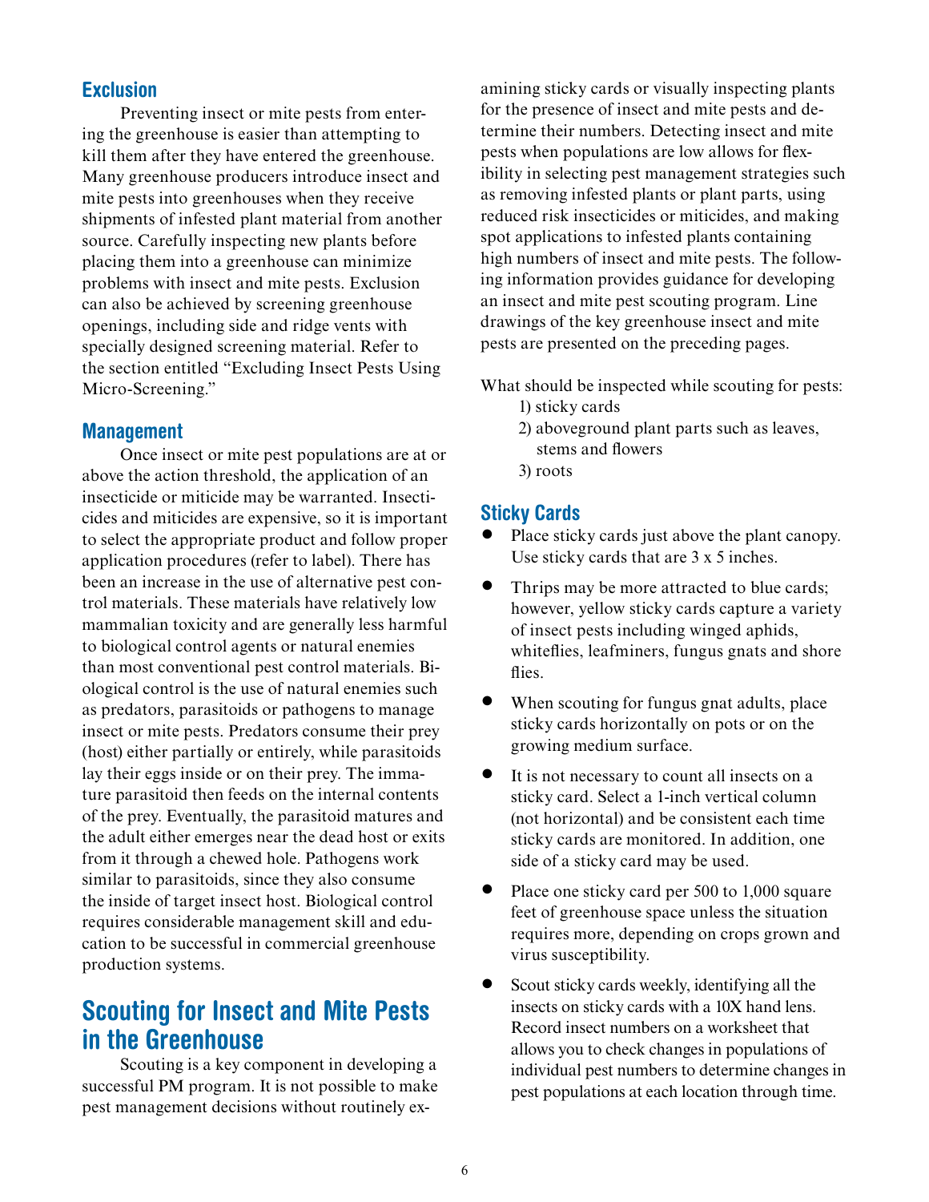### Exclusion

Preventing insect or mite pests from entering the greenhouse is easier than attempting to kill them after they have entered the greenhouse. Many greenhouse producers introduce insect and mite pests into greenhouses when they receive shipments of infested plant material from another source. Carefully inspecting new plants before placing them into a greenhouse can minimize problems with insect and mite pests. Exclusion can also be achieved by screening greenhouse openings, including side and ridge vents with specially designed screening material. Refer to the section entitled "Excluding Insect Pests Using Micro-Screening."

### Management

Once insect or mite pest populations are at or above the action threshold, the application of an insecticide or miticide may be warranted. Insecticides and miticides are expensive, so it is important to select the appropriate product and follow proper application procedures (refer to label). There has been an increase in the use of alternative pest control materials. These materials have relatively low mammalian toxicity and are generally less harmful to biological control agents or natural enemies than most conventional pest control materials. Biological control is the use of natural enemies such as predators, parasitoids or pathogens to manage insect or mite pests. Predators consume their prey (host) either partially or entirely, while parasitoids lay their eggs inside or on their prey. The immature parasitoid then feeds on the internal contents of the prey. Eventually, the parasitoid matures and the adult either emerges near the dead host or exits from it through a chewed hole. Pathogens work similar to parasitoids, since they also consume the inside of target insect host. Biological control requires considerable management skill and education to be successful in commercial greenhouse production systems.

## Scouting for Insect and Mite Pests in the Greenhouse

Scouting is a key component in developing a successful PM program. It is not possible to make pest management decisions without routinely examining sticky cards or visually inspecting plants for the presence of insect and mite pests and determine their numbers. Detecting insect and mite pests when populations are low allows for flexibility in selecting pest management strategies such as removing infested plants or plant parts, using reduced risk insecticides or miticides, and making spot applications to infested plants containing high numbers of insect and mite pests. The following information provides guidance for developing an insect and mite pest scouting program. Line drawings of the key greenhouse insect and mite pests are presented on the preceding pages.

What should be inspected while scouting for pests:

1) sticky cards
2) aboveground plant parts such as leaves, stems and flowers
3) roots

### Sticky Cards

- Place sticky cards just above the plant canopy. Use sticky cards that are 3 x 5 inches.
- Thrips may be more attracted to blue cards; however, yellow sticky cards capture a variety of insect pests including winged aphids, whiteflies, leafminers, fungus gnats and shore flies.
- When scouting for fungus gnat adults, place sticky cards horizontally on pots or on the growing medium surface.
- It is not necessary to count all insects on a sticky card. Select a 1-inch vertical column (not horizontal) and be consistent each time sticky cards are monitored. In addition, one side of a sticky card may be used.
- Place one sticky card per 500 to 1,000 square feet of greenhouse space unless the situation requires more, depending on crops grown and virus susceptibility.
- Scout sticky cards weekly, identifying all the insects on sticky cards with a 10X hand lens. Record insect numbers on a worksheet that allows you to check changes in populations of individual pest numbers to determine changes in pest populations at each location through time.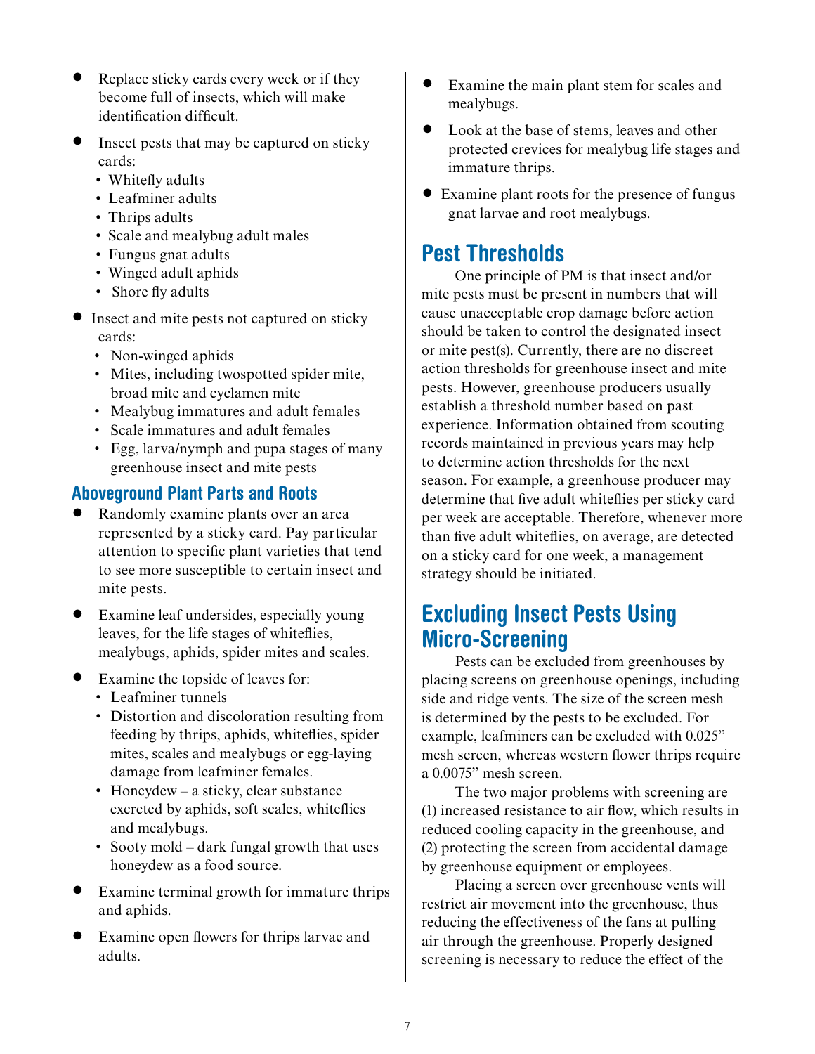- Replace sticky cards every week or if they become full of insects, which will make identification difficult.
- Insect pests that may be captured on sticky cards:
  - Whitefly adults
  - Leafminer adults
  - Thrips adults
  - Scale and mealybug adult males
  - Fungus gnat adults
  - Winged adult aphids
  - Shore fly adults
- Insect and mite pests not captured on sticky cards:
  - Non-winged aphids
  - Mites, including twospotted spider mite, broad mite and cyclamen mite
  - Mealybug immatures and adult females
  - Scale immatures and adult females
  - Egg, larva/nymph and pupa stages of many greenhouse insect and mite pests

### Aboveground Plant Parts and Roots

- Randomly examine plants over an area represented by a sticky card. Pay particular attention to specific plant varieties that tend to see more susceptible to certain insect and mite pests.
- Examine leaf undersides, especially young leaves, for the life stages of whiteflies, mealybugs, aphids, spider mites and scales.
- Examine the topside of leaves for:
  - Leafminer tunnels
  - Distortion and discoloration resulting from feeding by thrips, aphids, whiteflies, spider mites, scales and mealybugs or egg-laying damage from leafminer females.
  - Honeydew – a sticky, clear substance excreted by aphids, soft scales, whiteflies and mealybugs.
  - Sooty mold – dark fungal growth that uses honeydew as a food source.
- Examine terminal growth for immature thrips and aphids.
- Examine open flowers for thrips larvae and adults.
- Examine the main plant stem for scales and mealybugs.
- Look at the base of stems, leaves and other protected crevices for mealybug life stages and immature thrips.
- Examine plant roots for the presence of fungus gnat larvae and root mealybugs.

## Pest Thresholds

One principle of PM is that insect and/or mite pests must be present in numbers that will cause unacceptable crop damage before action should be taken to control the designated insect or mite pest(s). Currently, there are no discreet action thresholds for greenhouse insect and mite pests. However, greenhouse producers usually establish a threshold number based on past experience. Information obtained from scouting records maintained in previous years may help to determine action thresholds for the next season. For example, a greenhouse producer may determine that five adult whiteflies per sticky card per week are acceptable. Therefore, whenever more than five adult whiteflies, on average, are detected on a sticky card for one week, a management strategy should be initiated.

## Excluding Insect Pests Using Micro-Screening

Pests can be excluded from greenhouses by placing screens on greenhouse openings, including side and ridge vents. The size of the screen mesh is determined by the pests to be excluded. For example, leafminers can be excluded with 0.025" mesh screen, whereas western flower thrips require a 0.0075" mesh screen.

The two major problems with screening are (1) increased resistance to air flow, which results in reduced cooling capacity in the greenhouse, and (2) protecting the screen from accidental damage by greenhouse equipment or employees.

Placing a screen over greenhouse vents will restrict air movement into the greenhouse, thus reducing the effectiveness of the fans at pulling air through the greenhouse. Properly designed screening is necessary to reduce the effect of the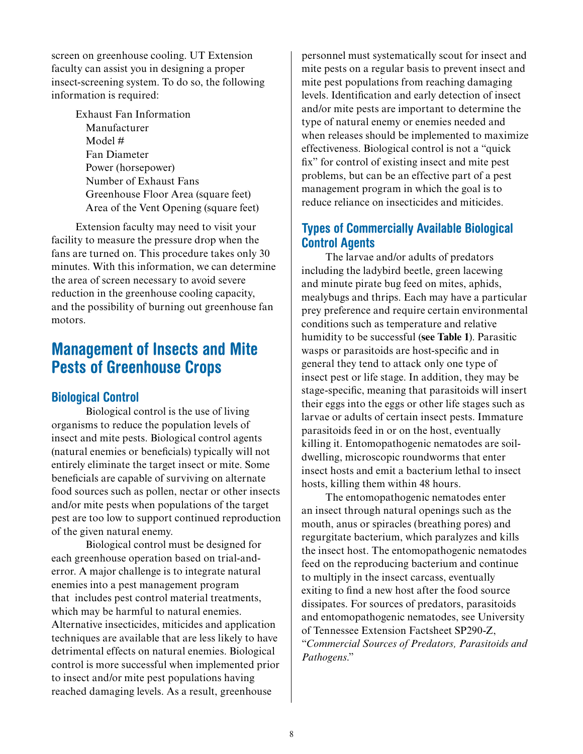screen on greenhouse cooling. UT Extension faculty can assist you in designing a proper insect-screening system. To do so, the following information is required:

Exhaust Fan Information
- Manufacturer
- Model #
- Fan Diameter
- Power (horsepower)
- Number of Exhaust Fans
- Greenhouse Floor Area (square feet)
- Area of the Vent Opening (square feet)

Extension faculty may need to visit your facility to measure the pressure drop when the fans are turned on. This procedure takes only 30 minutes. With this information, we can determine the area of screen necessary to avoid severe reduction in the greenhouse cooling capacity, and the possibility of burning out greenhouse fan motors.

# Management of Insects and Mite Pests of Greenhouse Crops

## Biological Control

Biological control is the use of living organisms to reduce the population levels of insect and mite pests. Biological control agents (natural enemies or beneficials) typically will not entirely eliminate the target insect or mite. Some beneficials are capable of surviving on alternate food sources such as pollen, nectar or other insects and/or mite pests when populations of the target pest are too low to support continued reproduction of the given natural enemy.

Biological control must be designed for each greenhouse operation based on trial-and-error. A major challenge is to integrate natural enemies into a pest management program that includes pest control material treatments, which may be harmful to natural enemies. Alternative insecticides, miticides and application techniques are available that are less likely to have detrimental effects on natural enemies. Biological control is more successful when implemented prior to insect and/or mite pest populations having reached damaging levels. As a result, greenhouse personnel must systematically scout for insect and mite pests on a regular basis to prevent insect and mite pest populations from reaching damaging levels. Identification and early detection of insect and/or mite pests are important to determine the type of natural enemy or enemies needed and when releases should be implemented to maximize effectiveness. Biological control is not a "quick fix" for control of existing insect and mite pest problems, but can be an effective part of a pest management program in which the goal is to reduce reliance on insecticides and miticides.

## Types of Commercially Available Biological Control Agents

The larvae and/or adults of predators including the ladybird beetle, green lacewing and minute pirate bug feed on mites, aphids, mealybugs and thrips. Each may have a particular prey preference and require certain environmental conditions such as temperature and relative humidity to be successful (**see Table 1**). Parasitic wasps or parasitoids are host-specific and in general they tend to attack only one type of insect pest or life stage. In addition, they may be stage-specific, meaning that parasitoids will insert their eggs into the eggs or other life stages such as larvae or adults of certain insect pests. Immature parasitoids feed in or on the host, eventually killing it. Entomopathogenic nematodes are soil-dwelling, microscopic roundworms that enter insect hosts and emit a bacterium lethal to insect hosts, killing them within 48 hours.

The entomopathogenic nematodes enter an insect through natural openings such as the mouth, anus or spiracles (breathing pores) and regurgitate bacterium, which paralyzes and kills the insect host. The entomopathogenic nematodes feed on the reproducing bacterium and continue to multiply in the insect carcass, eventually exiting to find a new host after the food source dissipates. For sources of predators, parasitoids and entomopathogenic nematodes, see University of Tennessee Extension Factsheet SP290-Z, "*Commercial Sources of Predators, Parasitoids and Pathogens*."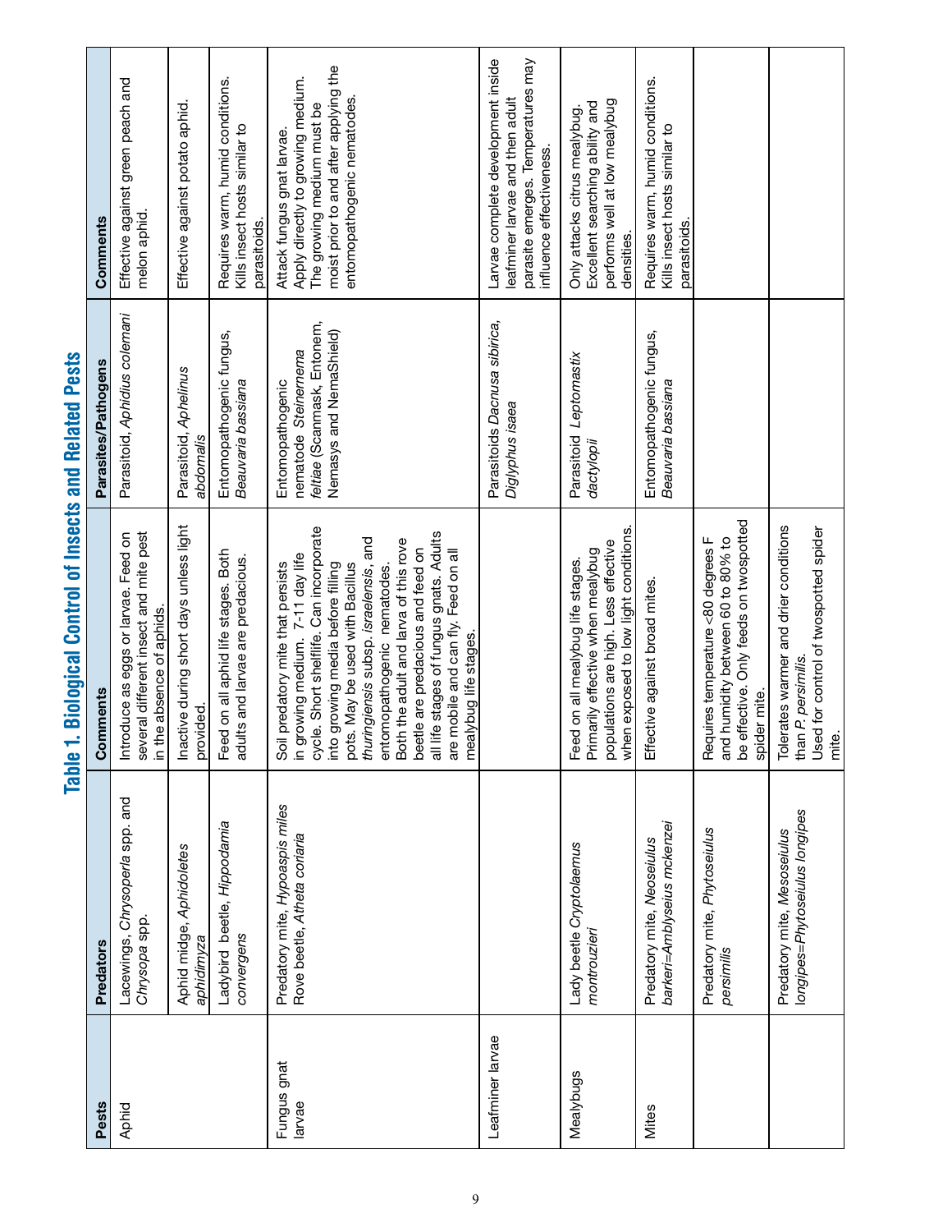# Table 1. Biological Control of Insects and Related Pests

| Pests | Predators | Comments | Parasites/Pathogens | Comments |
|---|---|---|---|---|
| Aphid | Lacewings, *Chrysoperla* spp. and *Chrysopa* spp. | Introduce as eggs or larvae. Feed on several different insect and mite pest in the absence of aphids. | Parasitoid, *Aphidius colemani* | Effective against green peach and melon aphid. |
| | Aphid midge, *Aphidoletes aphidimyza* | Inactive during short days unless light provided. | Parasitoid, *Aphelinus abdomalis* | Effective against potato aphid. |
| | Ladybird beetle, *Hippodamia convergens* | Feed on all aphid life stages. Both adults and larvae are predacious. | Entomopathogenic fungus, *Beauvaria bassiana* | Requires warm, humid conditions. Kills insect hosts similar to parasitoids. |
| Fungus gnat larvae | Predatory mite, *Hypoaspis miles* Rove beetle, *Atheta coriaria* | Soil predatory mite that persists in growing medium. 7-11 day life cycle. Short shelflife. Can incorporate into growing media before filling pots. May be used with Bacillus *thuringiensis* subsp. *israelensis*, and entomopathogenic nematodes. Both the adult and larva of this rove beetle are predacious and feed on all life stages of fungus gnats. Adults are mobile and can fly. Feed on all mealybug life stages. | Entomopathogenic nematode *Steinernema feltiae* (Scanmask, Entonem, Nemasys and NemaShield) | Attack fungus gnat larvae. Apply directly to growing medium. The growing medium must be moist prior to and after applying the entomopathogenic nematodes. |
| Leafminer larvae | | | Parasitoids *Dacnusa sibirica*, *Diglyphus isaea* | Larvae complete development inside leafminer larvae and then adult parasite emerges. Temperatures may influence effectiveness. |
| Mealybugs | Lady beetle *Cryptolaemus montrouzieri* | Feed on all mealybug life stages. Primarily effective when mealybug populations are high. Less effective when exposed to low light conditions. | Parasitoid *Leptomastix dactylopii* | Only attacks citrus mealybug. Excellent searching ability and performs well at low mealybug densities. |
| Mites | Predatory mite, *Neoseiulus barkeri=Amblyseius mckenzei* | Effective against broad mites. | Entomopathogenic fungus, *Beauvaria bassiana* | Requires warm, humid conditions. Kills insect hosts similar to parasitoids. |
| | Predatory mite, *Phytoseiulus persimilis* | Requires temperature <80 degrees F and humidity between 60 to 80% to be effective. Only feeds on twospotted spider mite. | | |
| | Predatory mite, *Mesoseiulus longipes=Phytoseiulus longipes* | Tolerates warmer and drier conditions than *P. persimilis*. Used for control of twospotted spider mite. | | |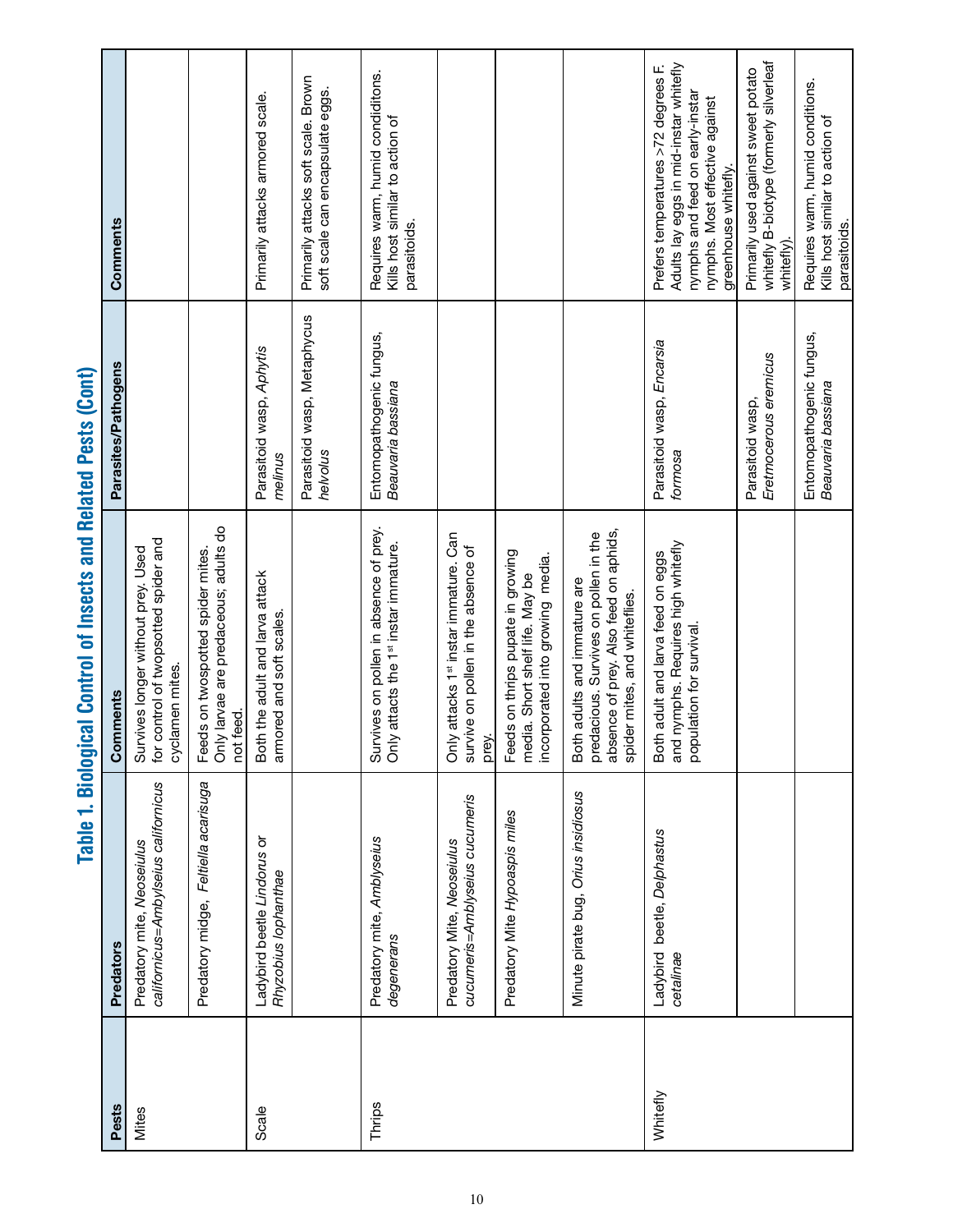# Table 1. Biological Control of Insects and Related Pests (Cont)

| Pests | Predators | Comments | Parasites/Pathogens | Comments |
|---|---|---|---|---|
| Mites | Predatory mite, *Neoseiulus californicus=Amblyseius californicus* | Survives longer without prey. Used for control of twospotted spider and cyclamen mites. | | |
| | Predatory midge, *Feltiella acarisuga* | Feeds on twospotted spider mites. Only larvae are predaceous; adults do not feed. | | |
| Scale | Ladybird beetle *Lindorus* or *Rhyzobius lophanthae* | Both the adult and larva attack armored and soft scales. | Parasitoid wasp, *Aphytis melinus* | Primarily attacks armored scale. |
| | | | Parasitoid wasp, Metaphycus *helvolus* | Primarily attacks soft scale. Brown soft scale can encapsulate eggs. |
| Thrips | Predatory mite, *Amblyseius degenerans* | Survives on pollen in absence of prey. Only attacts the 1st instar immature. | Entomopathogenic fungus, *Beauvaria bassiana* | Requires warm, humid condiditons. Kills host similar to action of parasitoids. |
| | Predatory Mite, *Neoseiulus cucumeris=Amblyseius cucumeris* | Only attacks 1st instar immature. Can survive on pollen in the absence of prey. | | |
| | Predatory Mite *Hypoaspis miles* | Feeds on thrips pupate in growing media. Short shelf life. May be incorporated into growing media. | | |
| | Minute pirate bug, *Orius insidiosus* | Both adults and immature are predacious. Survives on pollen in the absence of prey. Also feed on aphids, spider mites, and whiteflies. | | |
| Whitefly | Ladybird beetle, *Delphastus cetalinae* | Both adult and larva feed on eggs and nymphs. Requires high whitefly population for survival. | Parasitoid wasp, *Encarsia formosa* | Prefers temperatures >72 degrees F. Adults lay eggs in mid-instar whitefly nymphs and feed on early-instar nymphs. Most effective against greenhouse whitefly. |
| | | | Parasitoid wasp, *Eretmocerous eremicus* | Primarily used against sweet potato whitefly B-biotype (formerly silverleaf whitefly). |
| | | | Entomopathogenic fungus, *Beauvaria bassiana* | Requires warm, humid conditions. Kills host similar to action of parasitoids. |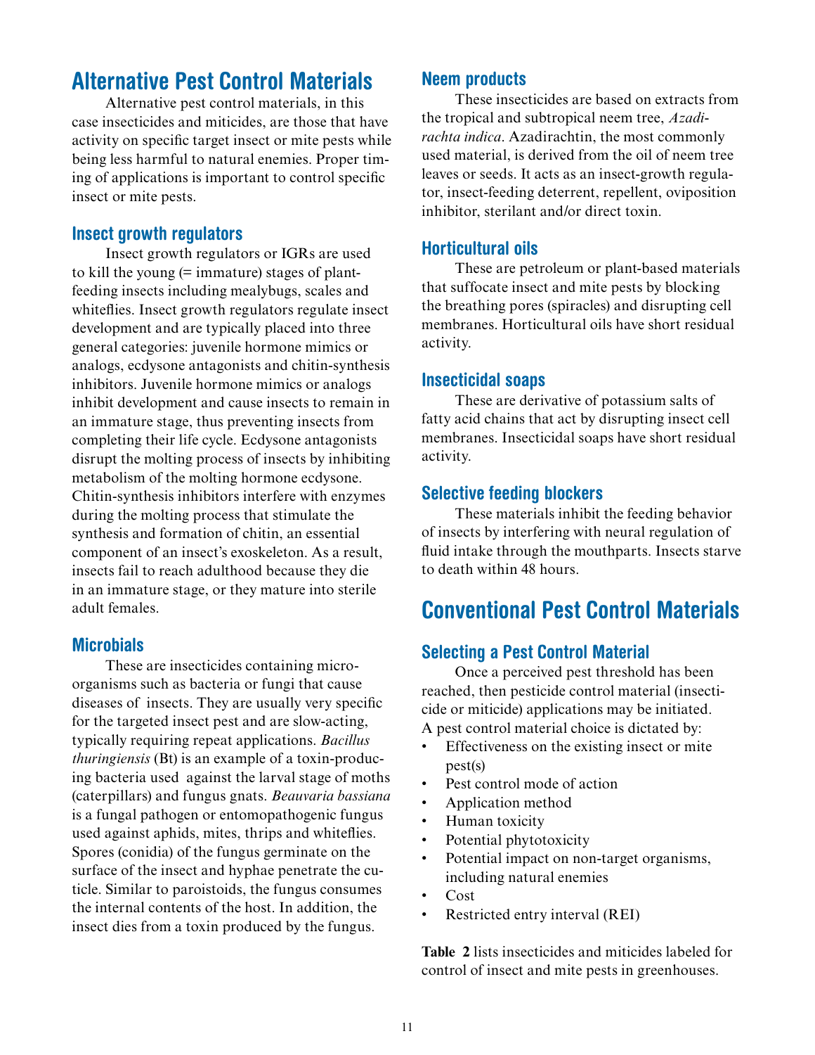# Alternative Pest Control Materials

Alternative pest control materials, in this case insecticides and miticides, are those that have activity on specific target insect or mite pests while being less harmful to natural enemies. Proper timing of applications is important to control specific insect or mite pests.

## Insect growth regulators

Insect growth regulators or IGRs are used to kill the young (= immature) stages of plant-feeding insects including mealybugs, scales and whiteflies. Insect growth regulators regulate insect development and are typically placed into three general categories: juvenile hormone mimics or analogs, ecdysone antagonists and chitin-synthesis inhibitors. Juvenile hormone mimics or analogs inhibit development and cause insects to remain in an immature stage, thus preventing insects from completing their life cycle. Ecdysone antagonists disrupt the molting process of insects by inhibiting metabolism of the molting hormone ecdysone. Chitin-synthesis inhibitors interfere with enzymes during the molting process that stimulate the synthesis and formation of chitin, an essential component of an insect's exoskeleton. As a result, insects fail to reach adulthood because they die in an immature stage, or they mature into sterile adult females.

## Microbials

These are insecticides containing microorganisms such as bacteria or fungi that cause diseases of insects. They are usually very specific for the targeted insect pest and are slow-acting, typically requiring repeat applications. *Bacillus thuringiensis* (Bt) is an example of a toxin-producing bacteria used against the larval stage of moths (caterpillars) and fungus gnats. *Beauvaria bassiana* is a fungal pathogen or entomopathogenic fungus used against aphids, mites, thrips and whiteflies. Spores (conidia) of the fungus germinate on the surface of the insect and hyphae penetrate the cuticle. Similar to paroistoids, the fungus consumes the internal contents of the host. In addition, the insect dies from a toxin produced by the fungus.

## Neem products

These insecticides are based on extracts from the tropical and subtropical neem tree, *Azadirachta indica*. Azadirachtin, the most commonly used material, is derived from the oil of neem tree leaves or seeds. It acts as an insect-growth regulator, insect-feeding deterrent, repellent, oviposition inhibitor, sterilant and/or direct toxin.

## Horticultural oils

These are petroleum or plant-based materials that suffocate insect and mite pests by blocking the breathing pores (spiracles) and disrupting cell membranes. Horticultural oils have short residual activity.

## Insecticidal soaps

These are derivative of potassium salts of fatty acid chains that act by disrupting insect cell membranes. Insecticidal soaps have short residual activity.

## Selective feeding blockers

These materials inhibit the feeding behavior of insects by interfering with neural regulation of fluid intake through the mouthparts. Insects starve to death within 48 hours.

# Conventional Pest Control Materials

## Selecting a Pest Control Material

Once a perceived pest threshold has been reached, then pesticide control material (insecticide or miticide) applications may be initiated. A pest control material choice is dictated by:

- Effectiveness on the existing insect or mite pest(s)
- Pest control mode of action
- Application method
- Human toxicity
- Potential phytotoxicity
- Potential impact on non-target organisms, including natural enemies
- Cost
- Restricted entry interval (REI)

**Table 2** lists insecticides and miticides labeled for control of insect and mite pests in greenhouses.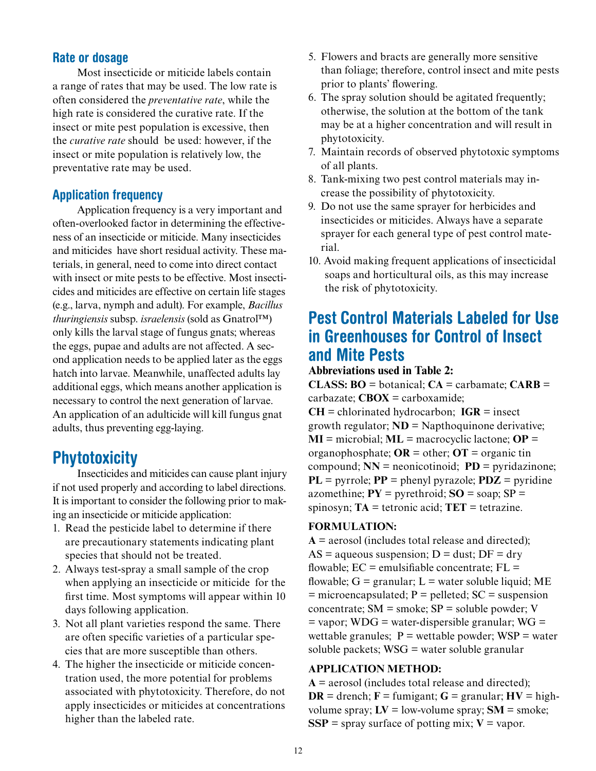### Rate or dosage

Most insecticide or miticide labels contain a range of rates that may be used. The low rate is often considered the *preventative rate*, while the high rate is considered the curative rate. If the insect or mite pest population is excessive, then the *curative rate* should be used: however, if the insect or mite population is relatively low, the preventative rate may be used.

### Application frequency

Application frequency is a very important and often-overlooked factor in determining the effectiveness of an insecticide or miticide. Many insecticides and miticides have short residual activity. These materials, in general, need to come into direct contact with insect or mite pests to be effective. Most insecticides and miticides are effective on certain life stages (e.g., larva, nymph and adult). For example, *Bacillus thuringiensis* subsp. *israelensis* (sold as Gnatrol™) only kills the larval stage of fungus gnats; whereas the eggs, pupae and adults are not affected. A second application needs to be applied later as the eggs hatch into larvae. Meanwhile, unaffected adults lay additional eggs, which means another application is necessary to control the next generation of larvae. An application of an adulticide will kill fungus gnat adults, thus preventing egg-laying.

## Phytotoxicity

Insecticides and miticides can cause plant injury if not used properly and according to label directions. It is important to consider the following prior to making an insecticide or miticide application:

1. Read the pesticide label to determine if there are precautionary statements indicating plant species that should not be treated.
2. Always test-spray a small sample of the crop when applying an insecticide or miticide for the first time. Most symptoms will appear within 10 days following application.
3. Not all plant varieties respond the same. There are often specific varieties of a particular species that are more susceptible than others.
4. The higher the insecticide or miticide concentration used, the more potential for problems associated with phytotoxicity. Therefore, do not apply insecticides or miticides at concentrations higher than the labeled rate.
5. Flowers and bracts are generally more sensitive than foliage; therefore, control insect and mite pests prior to plants' flowering.
6. The spray solution should be agitated frequently; otherwise, the solution at the bottom of the tank may be at a higher concentration and will result in phytotoxicity.
7. Maintain records of observed phytotoxic symptoms of all plants.
8. Tank-mixing two pest control materials may increase the possibility of phytotoxicity.
9. Do not use the same sprayer for herbicides and insecticides or miticides. Always have a separate sprayer for each general type of pest control material.
10. Avoid making frequent applications of insecticidal soaps and horticultural oils, as this may increase the risk of phytotoxicity.

## Pest Control Materials Labeled for Use in Greenhouses for Control of Insect and Mite Pests

**Abbreviations used in Table 2:**

**CLASS: BO** = botanical; **CA** = carbamate; **CARB** = carbazate; **CBOX** = carboxamide; **CH** = chlorinated hydrocarbon; **IGR** = insect growth regulator; **ND** = Napthoquinone derivative; **MI** = microbial; **ML** = macrocyclic lactone; **OP** = organophosphate; **OR** = other; **OT** = organic tin compound; **NN** = neonicotinoid; **PD** = pyridazinone; **PL** = pyrrole; **PP** = phenyl pyrazole; **PDZ** = pyridine azomethine; **PY** = pyrethroid; **SO** = soap; SP = spinosyn; **TA** = tetronic acid; **TET** = tetrazine.

**FORMULATION:**

**A** = aerosol (includes total release and directed); AS = aqueous suspension; D = dust; DF = dry flowable; EC = emulsifiable concentrate; FL = flowable; G = granular; L = water soluble liquid; ME = microencapsulated; P = pelleted; SC = suspension concentrate; SM = smoke; SP = soluble powder; V = vapor; WDG = water-dispersible granular; WG = wettable granules; P = wettable powder; WSP = water soluble packets; WSG = water soluble granular

**APPLICATION METHOD:**

**A** = aerosol (includes total release and directed); **DR** = drench; **F** = fumigant; **G** = granular; **HV** = high-volume spray; **LV** = low-volume spray; **SM** = smoke; **SSP** = spray surface of potting mix; **V** = vapor.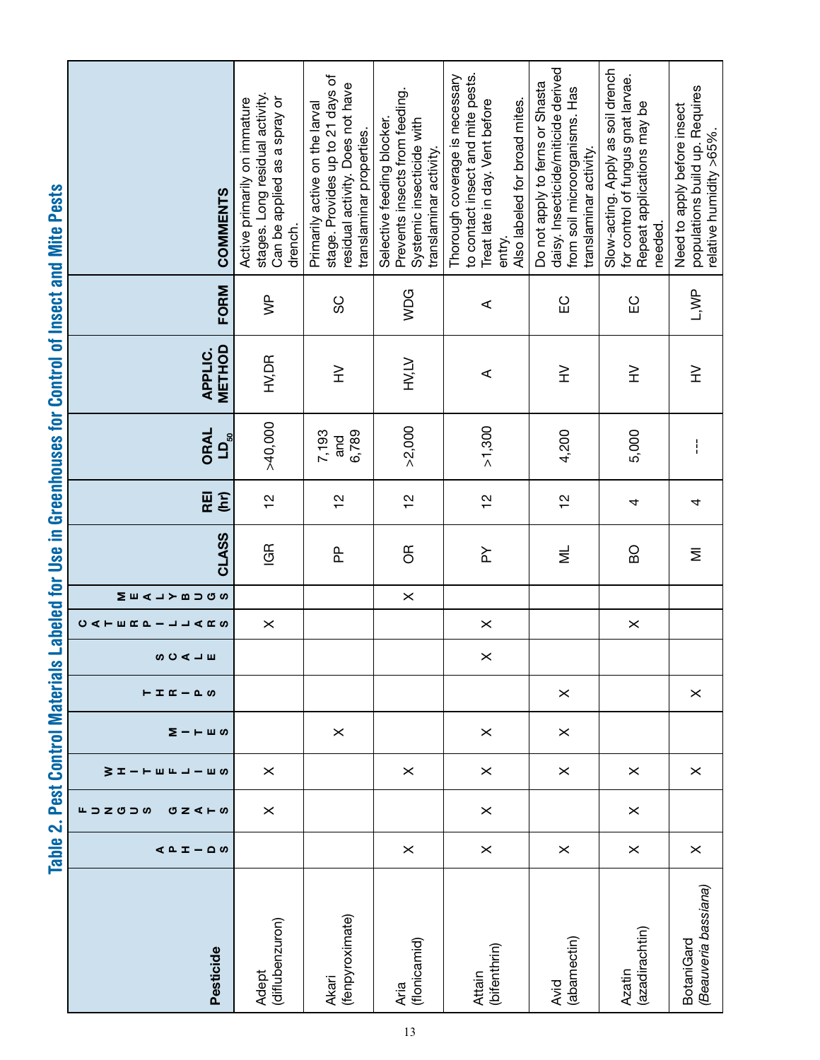# Table 2. Pest Control Materials Labeled for Use in Greenhouses for Control of Insect and Mite Pests

| Pesticide | APHIDS | FUNGUS GNATS | WHITEFLIES | MITES | THRIPS | SCALE | CATERPILLARS | MEALYBUGS | CLASS | REI (hr) | ORAL $LD_{50}$ | APPLIC. METHOD | FORM | COMMENTS |
|---|---|---|---|---|---|---|---|---|---|---|---|---|---|---|
| Adept (diflubenzuron) | | X | X | | | | X | | IGR | 12 | >40,000 | HV,DR | WP | Active primarily on immature stages. Long residual activity. Can be applied as a spray or drench. |
| Akari (fenpyroximate) | | | | X | | | | | PP | 12 | 7,193 and 6,789 | HV | SC | Primarily active on the larval stage. Provides up to 21 days of residual activity. Does not have translaminar properties. |
| Aria (flonicamid) | X | | X | | | | | X | OR | 12 | >2,000 | HV,LV | WDG | Selective feeding blocker. Prevents insects from feeding. Systemic insecticide with translaminar activity. |
| Attain (bifenthrin) | X | X | X | X | | X | X | | PY | 12 | >1,300 | A | A | Thorough coverage is necessary to contact insect and mite pests. Treat late in day. Vent before entry. Also labeled for broad mites. |
| Avid (abamectin) | X | X | X | X | X | | | | ML | 12 | 4,200 | HV | EC | Do not apply to ferns or Shasta daisy. Insecticide/miticide derived from soil microorganisms. Has translaminar activity. |
| Azatin (azadirachtin) | X | X | X | | | | X | | BO | 4 | 5,000 | HV | EC | Slow-acting. Apply as soil drench for control of fungus gnat larvae. Repeat applications may be needed. |
| BotaniGard (*Beauveria bassiana*) | X | | X | | X | | | | MI | 4 | --- | HV | L,WP | Need to apply before insect populations build up. Requires relative humidity >65%. |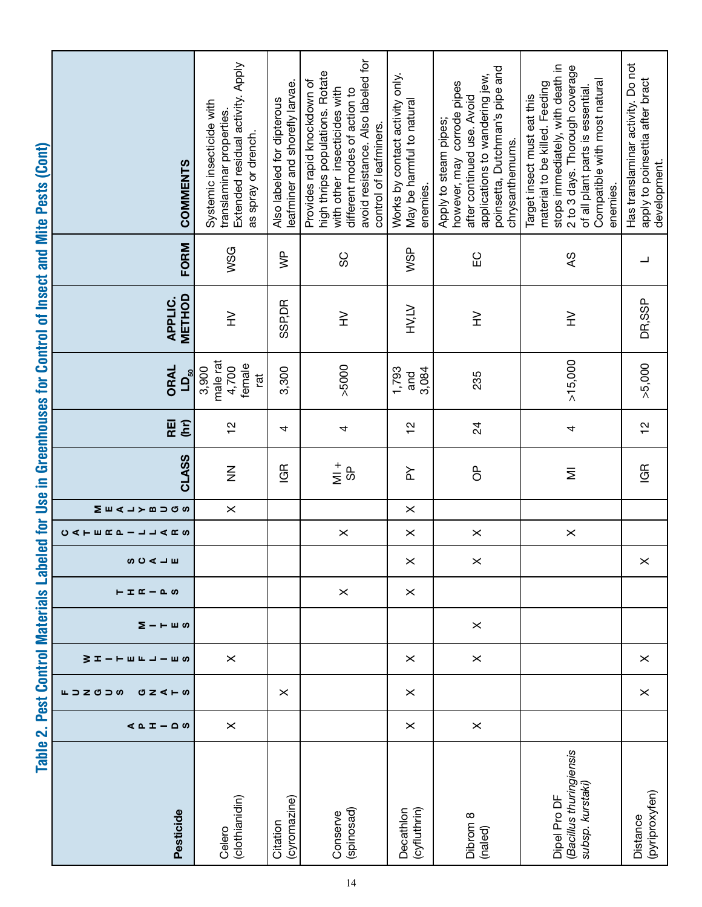## Table 2. Pest Control Materials Labeled for Use in Greenhouses for Control of Insect and Mite Pests (Cont)

| Pesticide | APHIDS | FUNGUS GNATS | WHITEFLIES | MITES | THRIPS | SCALE | CATERPILLARS | MEALYBUGS | CLASS | REI (hr) | ORAL $LD_{50}$ | APPLIC. METHOD | FORM | COMMENTS |
|---|---|---|---|---|---|---|---|---|---|---|---|---|---|---|
| Celero (clothianidin) | X | | X | | | | | X | NN | 12 | 3,900 male rat 4,700 female rat | HV | WSG | Systemic insecticide with translaminar properties. Extended residual activity. Apply as spray or drench. |
| Citation (cyromazine) | | X | | | | | | | IGR | 4 | 3,300 | SSP,DR | WP | Also labeled for dipterous leafminer and shorefly larvae. |
| Conserve (spinosad) | | | | | X | | X | | MI + SP | 4 | >5000 | HV | SC | Provides rapid knockdown of high thrips populations. Rotate with other insecticides with different modes of action to avoid resistance. Also labeled for control of leafminers. |
| Decathlon (cyfluthrin) | X | X | X | | X | X | X | X | PY | 12 | 1,793 and 3,084 | HV,LV | WSP | Works by contact activity only. May be harmful to natural enemies. |
| Dibrom 8 (naled) | X | | X | X | | X | X | | OP | 24 | 235 | HV | EC | Apply to steam pipes; however, may corrode pipes after continued use. Avoid applications to wandering jew, poinsetta, Dutchman's pipe and chrysanthemums. |
| Dipel Pro DF (*Bacillus thuringiensis subsp. kurstaki*) | | | | | | | X | | MI | 4 | >15,000 | HV | AS | Target insect must eat this material to be killed. Feeding stops immediately, with death in 2 to 3 days. Thorough coverage of all plant parts is essential. Compatible with most natural enemies. |
| Distance (pyriproxyfen) | | X | X | | | X | | | IGR | 12 | >5,000 | DR,SSP | L | Has translaminar activity. Do not apply to poinsettia after bract development. |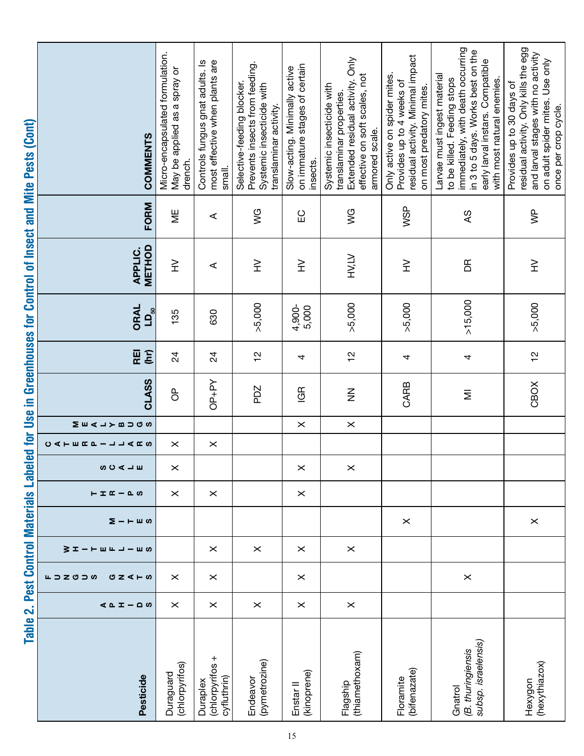# Table 2. Pest Control Materials Labeled for Use in Greenhouses for Control of Insect and Mite Pests (Cont)

| Pesticide | APHIDS | FUNGUS GNATS | WHITEFLIES | MITES | THRIPS | SCALE | CATERPILLARS | MEALYBUGS | CLASS | REI (hr) | ORAL $LD_{50}$ | APPLIC. METHOD | FORM | COMMENTS |
|---|---|---|---|---|---|---|---|---|---|---|---|---|---|---|
| Duraguard (chlorpyrifos) | X | X | | | X | X | X | | OP | 24 | 135 | HV | ME | Micro-encapsulated formulation. May be applied as a spray or drench. |
| Duraplex (chlorpyrifos + cyfluthrin) | X | X | X | | X | | X | | OP+PY | 24 | 630 | A | A | Controls fungus gnat adults. Is most effective when plants are small. |
| Endeavor (pymetrozine) | X | | X | | | | | | PDZ | 12 | >5,000 | HV | WG | Selective-feeding blocker. Prevents insects from feeding. Systemic insecticide with translaminar activity. |
| Enstar II (kinoprene) | X | X | X | | X | X | | X | IGR | 4 | 4,900-5,000 | HV | EC | Slow-acting. Minimally active on immature stages of certain insects. |
| Flagship (thiamethoxam) | X | | X | | | X | | X | NN | 12 | >5,000 | HV,LV | WG | Systemic insecticide with translaminar properties. Extended residual activity. Only effective on soft scales, not armored scale. |
| Floramite (bifenazate) | | | | X | | | | | CARB | 4 | >5,000 | HV | WSP | Only active on spider mites. Provides up to 4 weeks of residual activity. Minimal impact on most predatory mites. |
| Gnatrol (*B. thuringiensis subsp. israelensis*) | | X | | | | | | | MI | 4 | >15,000 | DR | AS | Larvae must ingest material to be killed. Feeding stops immediately, with death occurring in 3 to 5 days. Works best on the early larval instars. Compatible with most natural enemies. |
| Hexygon (hexythiazox) | | | | X | | | | | CBOX | 12 | >5,000 | HV | WP | Provides up to 30 days of residual activity. Only kills the egg and larval stages with no activity on adult spider mites. Use only once per crop cycle. |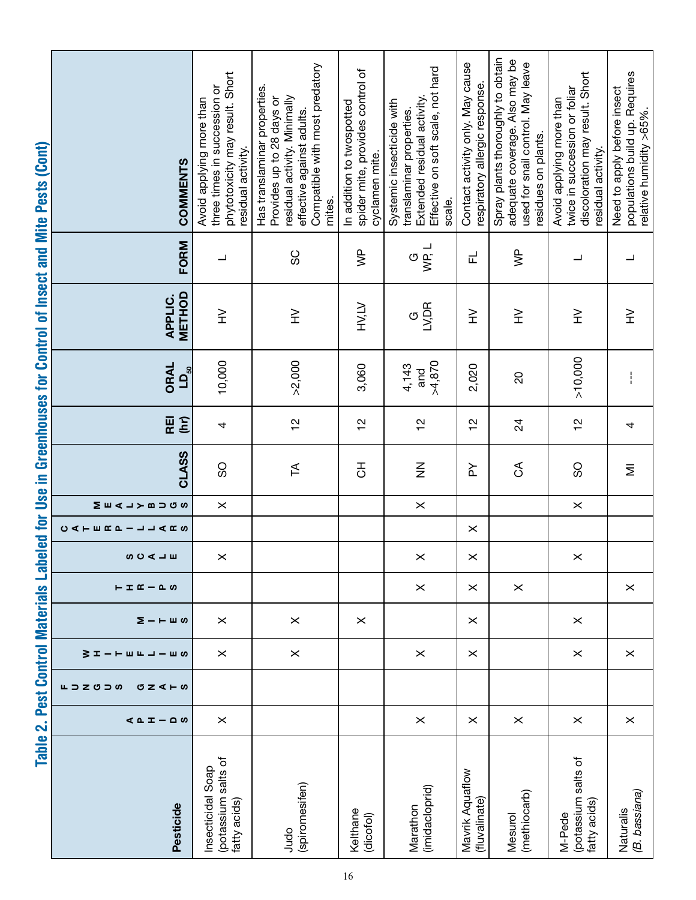## Table 2. Pest Control Materials Labeled for Use in Greenhouses for Control of Insect and Mite Pests (Cont)

| Pesticide | APHIDS | FUNGUS GNATS | WHITEFLIES | MITES | THRIPS | SCALE | CATERPILLARS | MEALYBUGS | CLASS | REI (hr) | ORAL $LD_{50}$ | APPLIC. METHOD | FORM | COMMENTS |
|---|---|---|---|---|---|---|---|---|---|---|---|---|---|---|
| Insecticidal Soap (potassium salts of fatty acids) | X | | X | X | | X | | X | SO | 4 | 10,000 | HV | L | Avoid applying more than three times in succession or phytotoxicity may result. Short residual activity. |
| Judo (spiromesifen) | | | X | X | | | | | TA | 12 | >2,000 | HV | SC | Has translaminar properties. Provides up to 28 days or residual activity. Minimally effective against adults. Compatible with most predatory mites. |
| Kelthane (dicofol) | | | | X | | | | | CH | 12 | 3,060 | HV,LV | WP | In addition to twospotted spider mite, provides control of cyclamen mite. |
| Marathon (imidacloprid) | X | | X | | X | X | | X | NN | 12 | 4,143 and >4,870 | G LV,DR | G WP, L | Systemic insecticide with translaminar properties. Extended residual activity. Effective on soft scale, not hard scale. |
| Mavrik Aquaflow (fluvalinate) | X | | X | X | X | X | X | | PY | 12 | 2,020 | HV | FL | Contact activity only. May cause respiratory allergic response. |
| Mesurol (methiocarb) | X | | | | X | | | | CA | 24 | 20 | HV | WP | Spray plants thoroughly to obtain adequate coverage. Also may be used for snail control. May leave residues on plants. |
| M-Pede (potassium salts of fatty acids) | X | | X | X | | X | | X | SO | 12 | >10,000 | HV | L | Avoid applying more than twice in succession or foliar discoloration may result. Short residual activity. |
| Naturalis (*B. bassiana*) | X | | X | | X | | | | MI | 4 | --- | HV | L | Need to apply before insect populations build up. Requires relative humidity >65%. |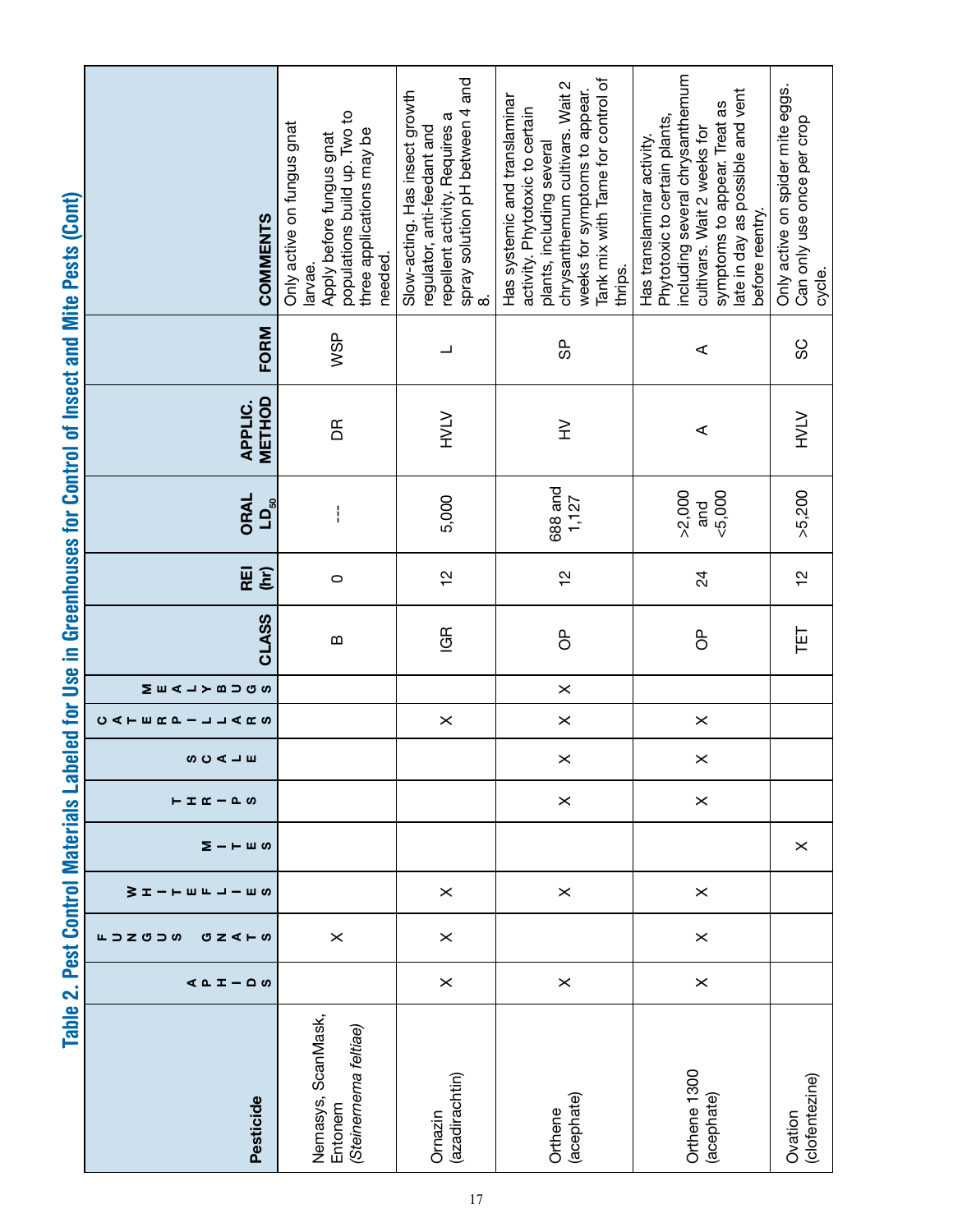## Table 2. Pest Control Materials Labeled for Use in Greenhouses for Control of Insect and Mite Pests (Cont)

| Pesticide | APHIDS | FUNGUS GNATS | WHITEFLIES | MITES | THRIPS | SCALE | CATERPILLARS | MEALYBUGS | CLASS | REI (hr) | ORAL $LD_{50}$ | APPLIC. METHOD | FORM | COMMENTS |
|---|---|---|---|---|---|---|---|---|---|---|---|---|---|---|
| Nemasys, ScanMask, Entonem (*Steinernema feltiae*) | | X | | | | | | | B | 0 | --- | DR | WSP | Only active on fungus gnat larvae. Apply before fungus gnat populations build up. Two to three applications may be needed. |
| Ornazin (azadirachtin) | X | X | X | | | | X | | IGR | 12 | 5,000 | HVLV | L | Slow-acting. Has insect growth regulator, anti-feedant and repellent activity. Requires a spray solution pH between 4 and 8. |
| Orthene (acephate) | X | | X | | X | X | X | X | OP | 12 | 688 and 1,127 | HV | SP | Has systemic and translaminar activity. Phytotoxic to certain plants, including several chrysanthemum cultivars. Wait 2 weeks for symptoms to appear. Tank mix with Tame for control of thrips. |
| Orthene 1300 (acephate) | X | X | X | | X | X | X | | OP | 24 | >2,000 and <5,000 | A | A | Has translaminar activity. Phytotoxic to certain plants, including several chrysanthemum cultivars. Wait 2 weeks for symptoms to appear. Treat as late in day as possible and vent before reentry. |
| Ovation (clofentezine) | | | | X | | | | | TET | 12 | >5,200 | HVLV | SC | Only active on spider mite eggs. Can only use once per crop cycle. |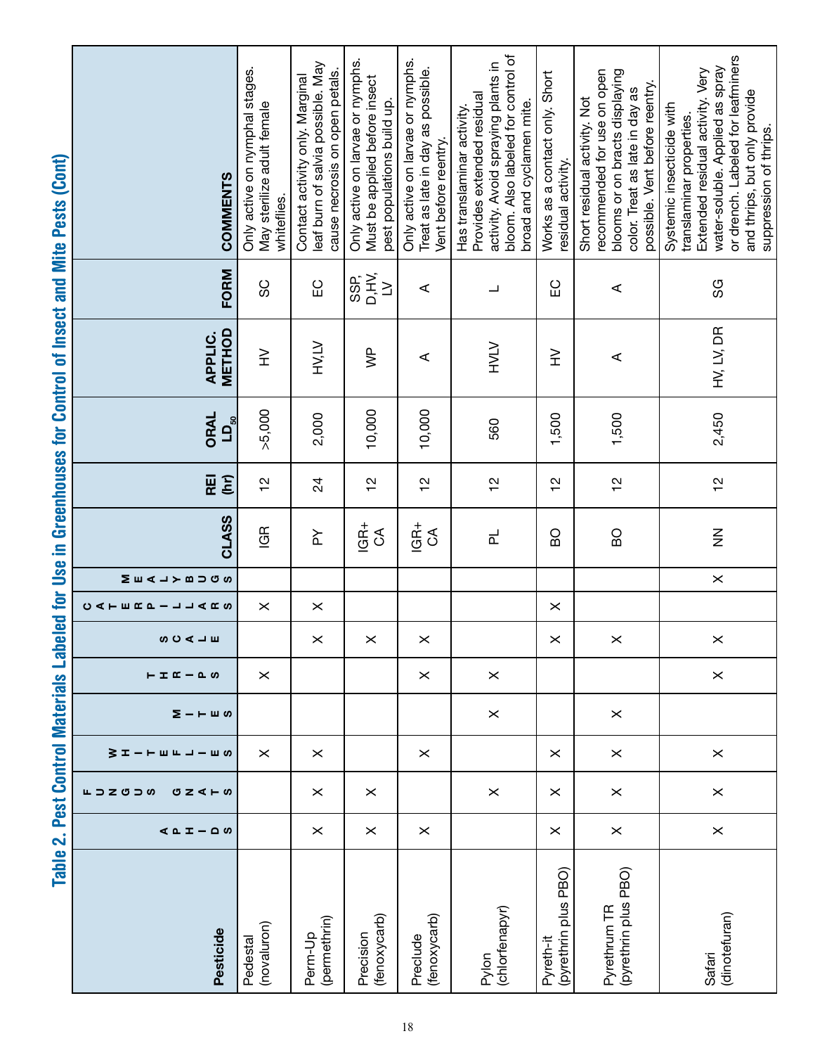# Table 2. Pest Control Materials Labeled for Use in Greenhouses for Control of Insect and Mite Pests (Cont)

| Pesticide | APHIDS | FUNGUS GNATS | WHITEFLIES | MITES | THRIPS | SCALE | CATERPILLARS | MEALYBUGS | CLASS | REI (hr) | ORAL $LD_{50}$ | APPLIC. METHOD | FORM | COMMENTS |
|---|---|---|---|---|---|---|---|---|---|---|---|---|---|---|
| Pedestal (novaluron) | | | X | | X | | X | | IGR | 12 | >5,000 | HV | SC | Only active on nymphal stages. May sterilize adult female whiteflies. |
| Perm-Up (permethrin) | X | X | X | | | X | X | | PY | 24 | 2,000 | HV,LV | EC | Contact activity only. Marginal leaf burn of salvia possible. May cause necrosis on open petals. |
| Precision (fenoxycarb) | X | X | | | | X | | | IGR+ CA | 12 | 10,000 | WP | SSP, D,HV, LV | Only active on larvae or nymphs. Must be applied before insect pest populations build up. |
| Preclude (fenoxycarb) | X | | X | | X | X | | | IGR+ CA | 12 | 10,000 | A | A | Only active on larvae or nymphs. Treat as late in day as possible. Vent before reentry. |
| Pylon (chlorfenapyr) | | X | | X | X | | | | PL | 12 | 560 | HVLV | L | Has translaminar activity. Provides extended residual activity. Avoid spraying plants in bloom. Also labeled for control of broad and cyclamen mite. |
| Pyreth-it (pyrethrin plus PBO) | X | X | X | | | X | X | | BO | 12 | 1,500 | HV | EC | Works as a contact only. Short residual activity. |
| Pyrethrum TR (pyrethrin plus PBO) | X | X | X | X | | X | | | BO | 12 | 1,500 | A | A | Short residual activity. Not recommended for use on open blooms or on bracts displaying color. Treat as late in day as possible. Vent before reentry. |
| Safari (dinotefuran) | X | X | X | | X | X | | X | NN | 12 | 2,450 | HV, LV, DR | SG | Systemic insecticide with translaminar properties. Extended residual activity. Very water-soluble. Applied as spray or drench. Labeled for leafminers and thrips, but only provide suppression of thrips. |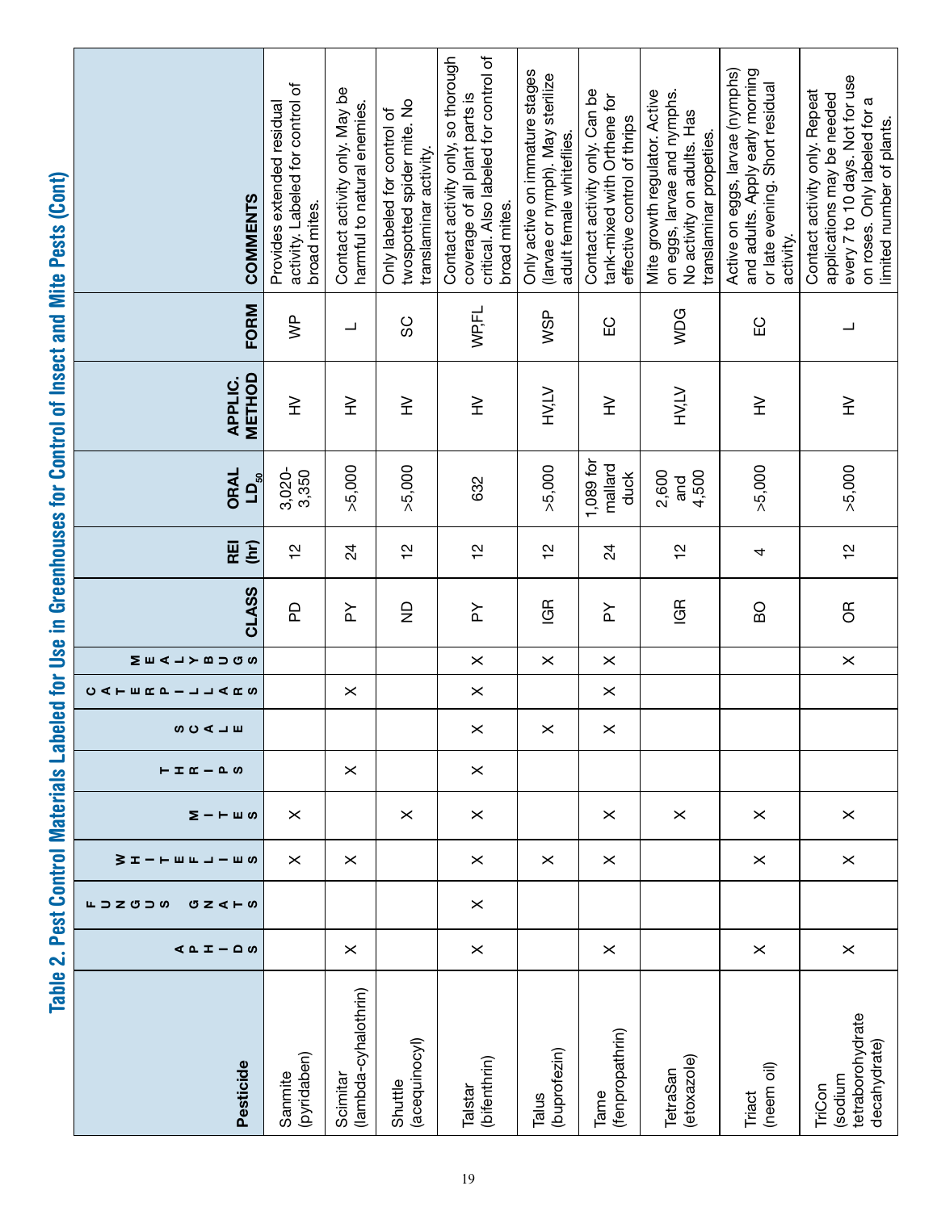## Table 2. Pest Control Materials Labeled for Use in Greenhouses for Control of Insect and Mite Pests (Cont)

| Pesticide | Aphids | Fungus Gnats | Whiteflies | Mites | Thrips | Scale | Caterpillars | Mealybugs | CLASS | REI (hr) | ORAL $LD_{50}$ | APPLIC. METHOD | FORM | COMMENTS |
|---|---|---|---|---|---|---|---|---|---|---|---|---|---|---|
| Sanmite (pyridaben) | | | X | X | | | | | PD | 12 | 3,020-3,350 | HV | WP | Provides extended residual activity. Labeled for control of broad mites. |
| Scimitar (lambda-cyhalothrin) | X | | X | | X | | X | | PY | 24 | >5,000 | HV | L | Contact activity only. May be harmful to natural enemies. |
| Shuttle (acequinocyl) | | | | X | | | | | ND | 12 | >5,000 | HV | SC | Only labeled for control of twospotted spider mite. No translaminar activity. |
| Talstar (bifenthrin) | X | X | X | X | X | X | X | X | PY | 12 | 632 | HV | WP,FL | Contact activity only, so thorough coverage of all plant parts is critical. Also labeled for control of broad mites. |
| Talus (buprofezin) | | | X | | | X | | X | IGR | 12 | >5,000 | HV,LV | WSP | Only active on immature stages (larvae or nymph). May sterilize adult female whiteflies. |
| Tame (fenpropathrin) | X | | X | X | | X | X | X | PY | 24 | 1,089 for mallard duck | HV | EC | Contact activity only. Can be tank-mixed with Orthene for effective control of thrips |
| TetraSan (etoxazole) | | | | X | | | | | IGR | 12 | 2,600 and 4,500 | HV,LV | WDG | Mite growth regulator. Active on eggs, larvae and nymphs. No activity on adults. Has translaminar propeties. |
| Triact (neem oil) | X | | X | X | | | | | BO | 4 | >5,000 | HV | EC | Active on eggs, larvae (nymphs) and adults. Apply early morning or late evening. Short residual activity. |
| TriCon (sodium tetraborohydrate decahydrate) | X | | X | X | | | | X | OR | 12 | >5,000 | HV | L | Contact activity only. Repeat applications may be needed every 7 to 10 days. Not for use on roses. Only labeled for a limited number of plants. |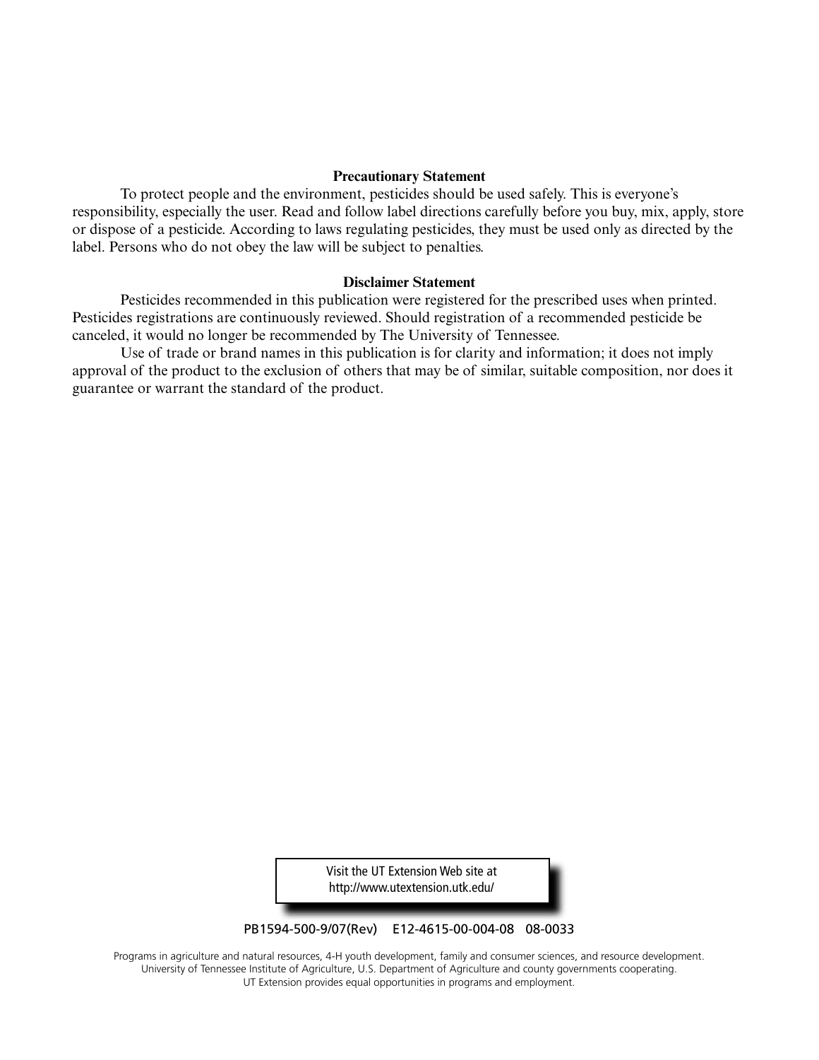**Precautionary Statement**

To protect people and the environment, pesticides should be used safely. This is everyone's responsibility, especially the user. Read and follow label directions carefully before you buy, mix, apply, store or dispose of a pesticide. According to laws regulating pesticides, they must be used only as directed by the label. Persons who do not obey the law will be subject to penalties.

**Disclaimer Statement**

Pesticides recommended in this publication were registered for the prescribed uses when printed. Pesticides registrations are continuously reviewed. Should registration of a recommended pesticide be canceled, it would no longer be recommended by The University of Tennessee.

Use of trade or brand names in this publication is for clarity and information; it does not imply approval of the product to the exclusion of others that may be of similar, suitable composition, nor does it guarantee or warrant the standard of the product.

Visit the UT Extension Web site at
http://www.utextension.utk.edu/

PB1594-500-9/07(Rev) E12-4615-00-004-08 08-0033

Programs in agriculture and natural resources, 4-H youth development, family and consumer sciences, and resource development.
University of Tennessee Institute of Agriculture, U.S. Department of Agriculture and county governments cooperating.
UT Extension provides equal opportunities in programs and employment.